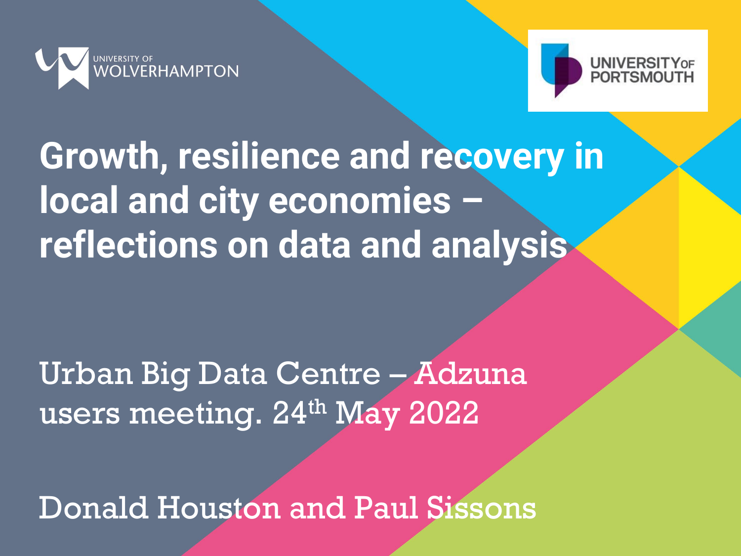UNIVERSITY OF WOLVERHAMPTON

UNIVERSITY OF PORTSMOUTH

# Growth, resilience and recovery in local and city economies – reflections on data and analysis

Urban Big Data Centre – Adzuna users meeting. 24th May 2022

Donald Houston and Paul Sissons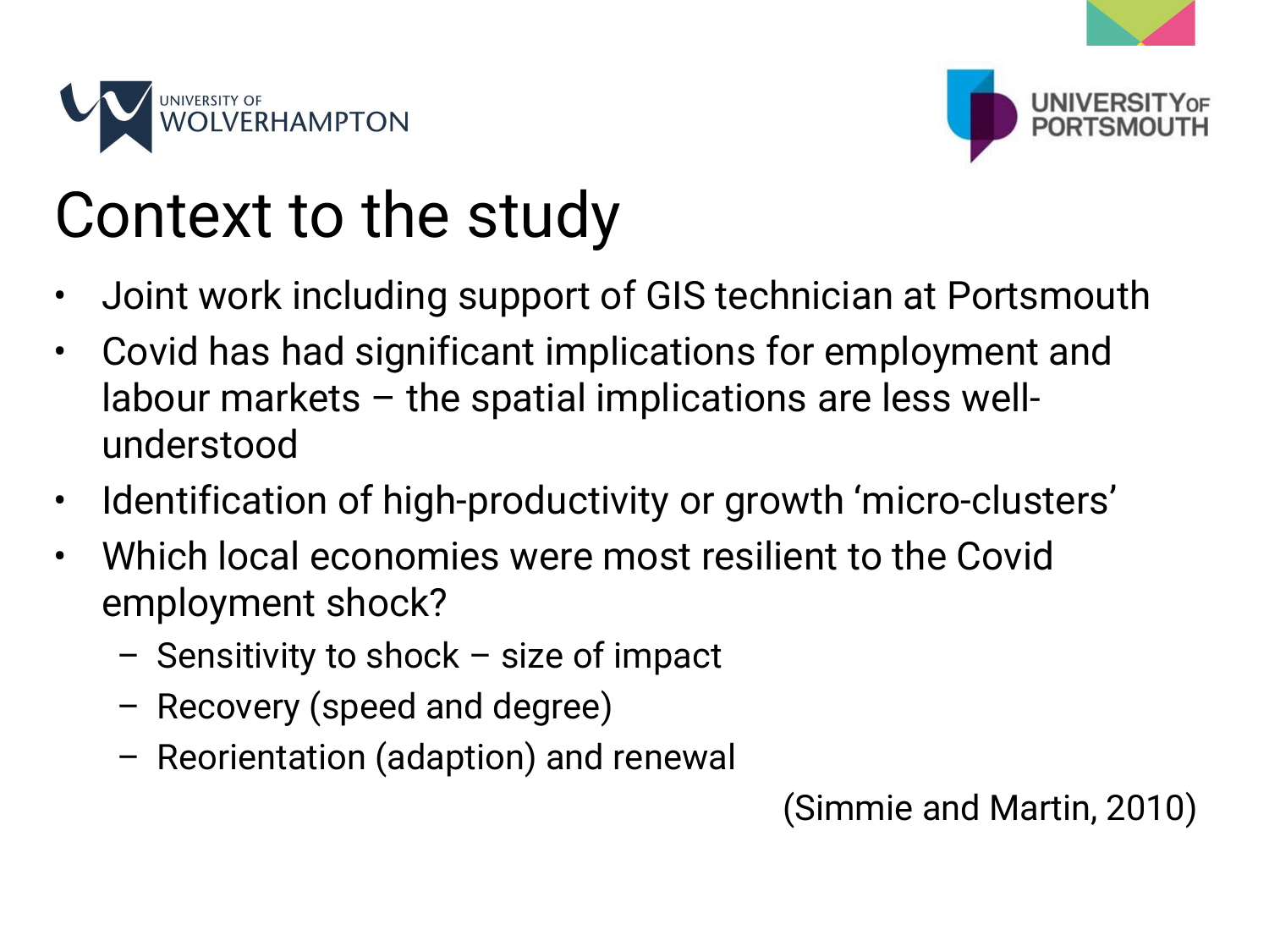# Context to the study

- Joint work including support of GIS technician at Portsmouth
- Covid has had significant implications for employment and labour markets – the spatial implications are less well-understood
- Identification of high-productivity or growth 'micro-clusters'
- Which local economies were most resilient to the Covid employment shock?
  - Sensitivity to shock – size of impact
  - Recovery (speed and degree)
  - Reorientation (adaption) and renewal

(Simmie and Martin, 2010)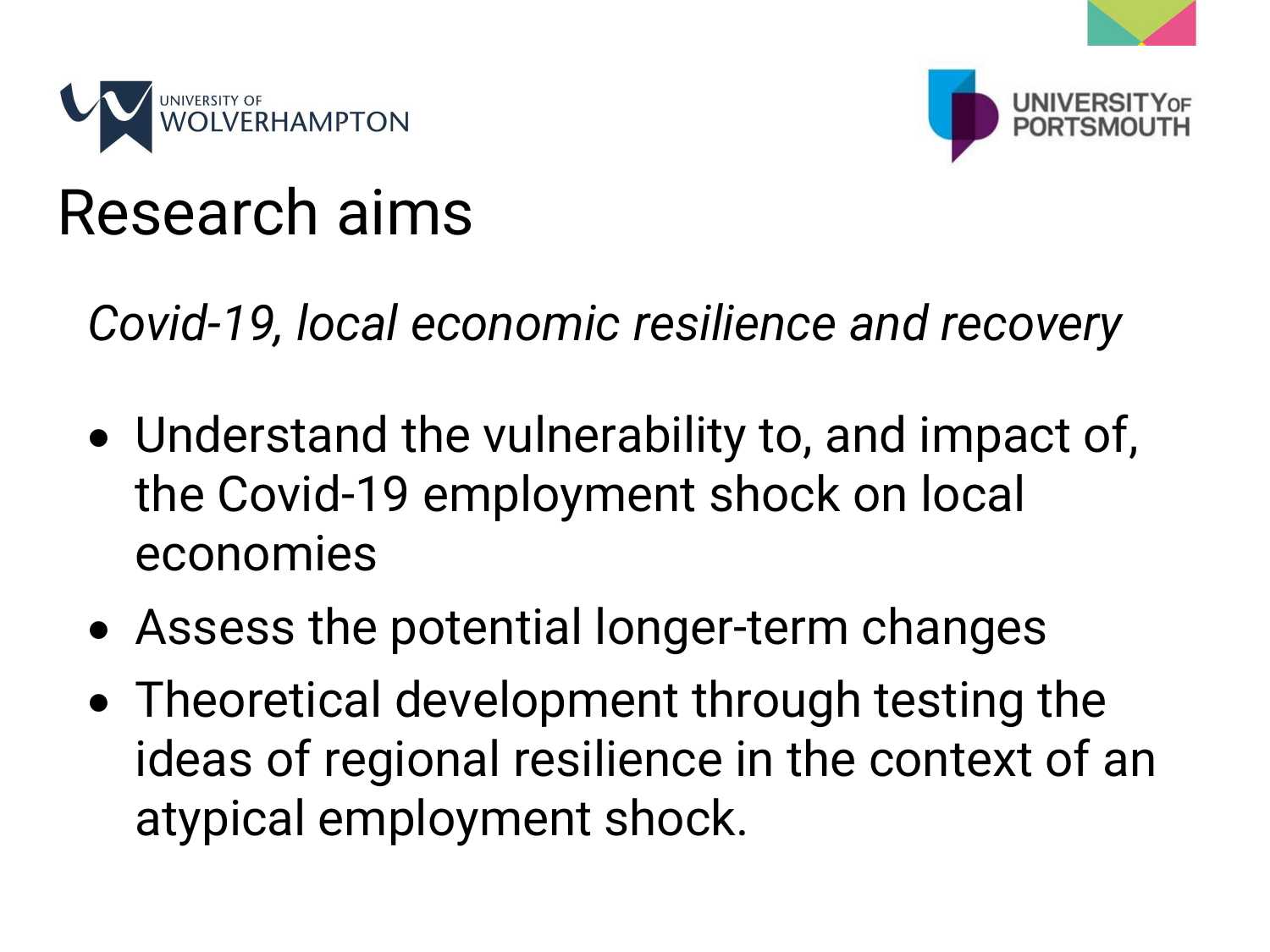# Research aims

*Covid-19, local economic resilience and recovery*

- Understand the vulnerability to, and impact of, the Covid-19 employment shock on local economies
- Assess the potential longer-term changes
- Theoretical development through testing the ideas of regional resilience in the context of an atypical employment shock.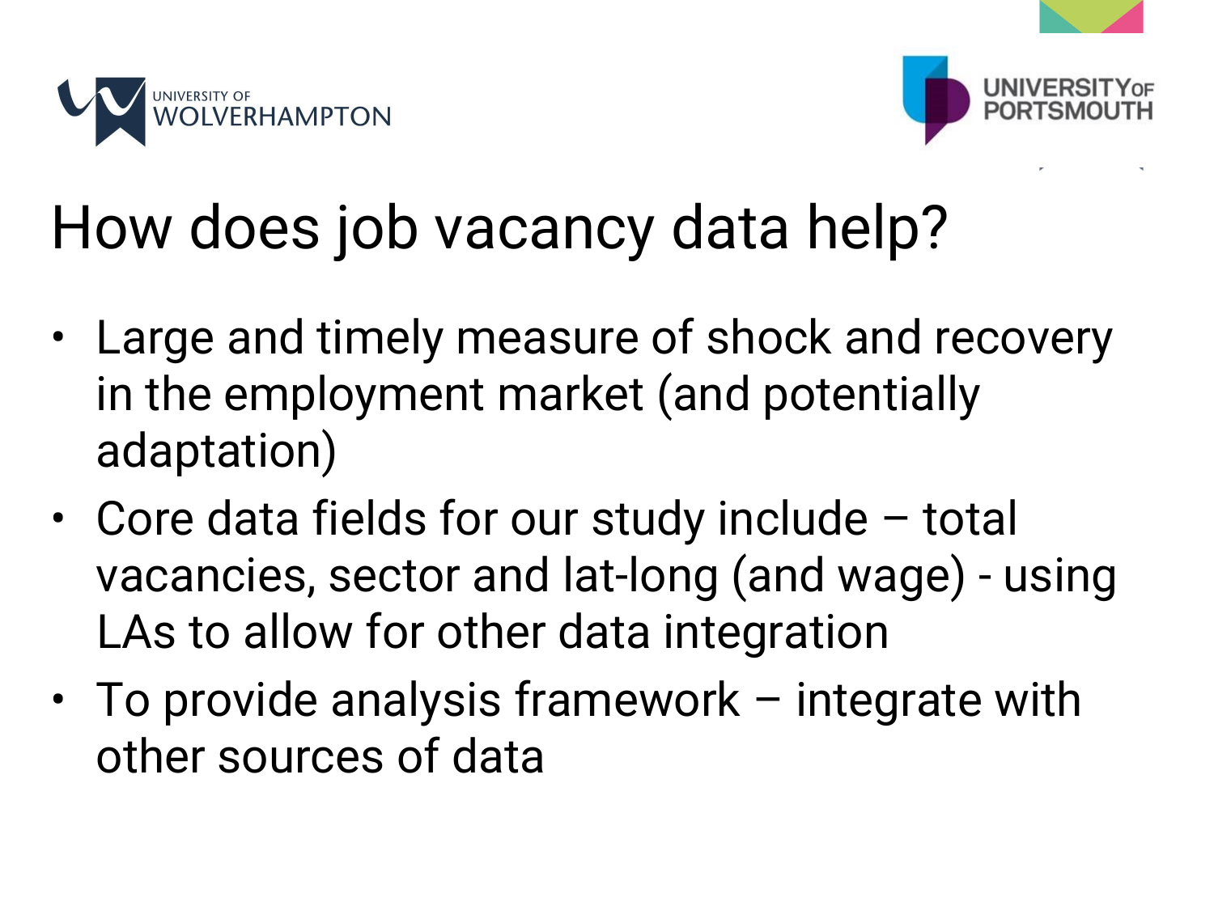# How does job vacancy data help?

- Large and timely measure of shock and recovery in the employment market (and potentially adaptation)
- Core data fields for our study include – total vacancies, sector and lat-long (and wage) - using LAs to allow for other data integration
- To provide analysis framework – integrate with other sources of data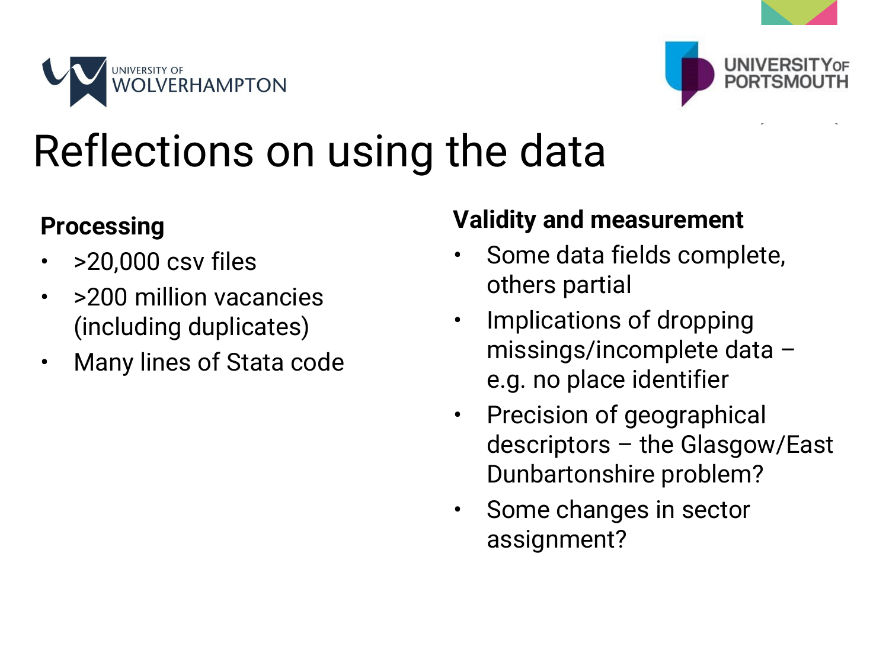# Reflections on using the data

**Processing**

- >20,000 csv files
- >200 million vacancies (including duplicates)
- Many lines of Stata code

**Validity and measurement**

- Some data fields complete, others partial
- Implications of dropping missings/incomplete data – e.g. no place identifier
- Precision of geographical descriptors – the Glasgow/East Dunbartonshire problem?
- Some changes in sector assignment?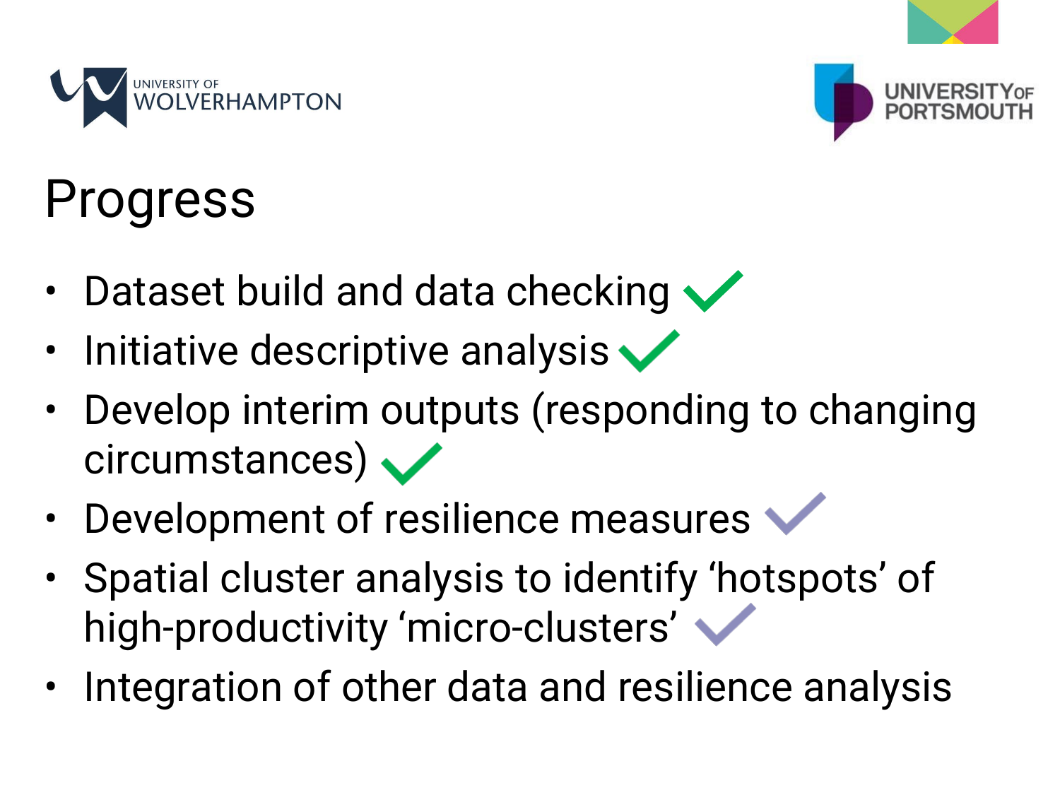# Progress

- Dataset build and data checking ✓
- Initiative descriptive analysis ✓
- Develop interim outputs (responding to changing circumstances) ✓
- Development of resilience measures ✓
- Spatial cluster analysis to identify ‘hotspots’ of high-productivity ‘micro-clusters’ ✓
- Integration of other data and resilience analysis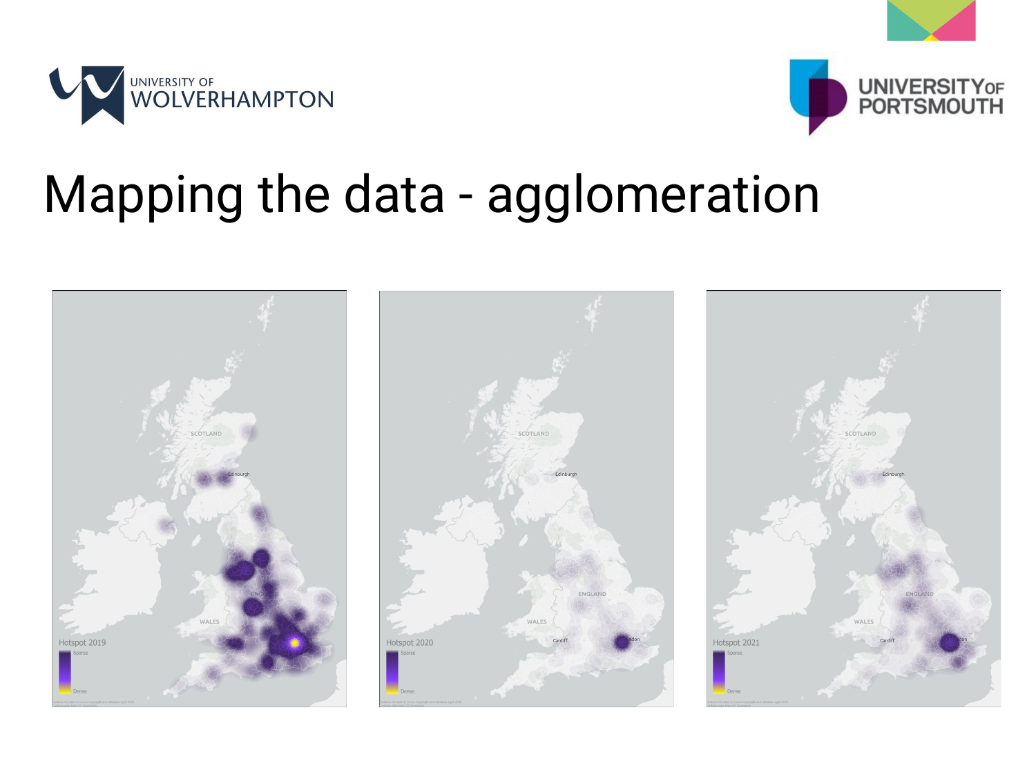# Mapping the data - agglomeration

Hotspot 2019

Sparse

Dense

Hotspot 2020

Sparse

Dense

Hotspot 2021

Sparse

Dense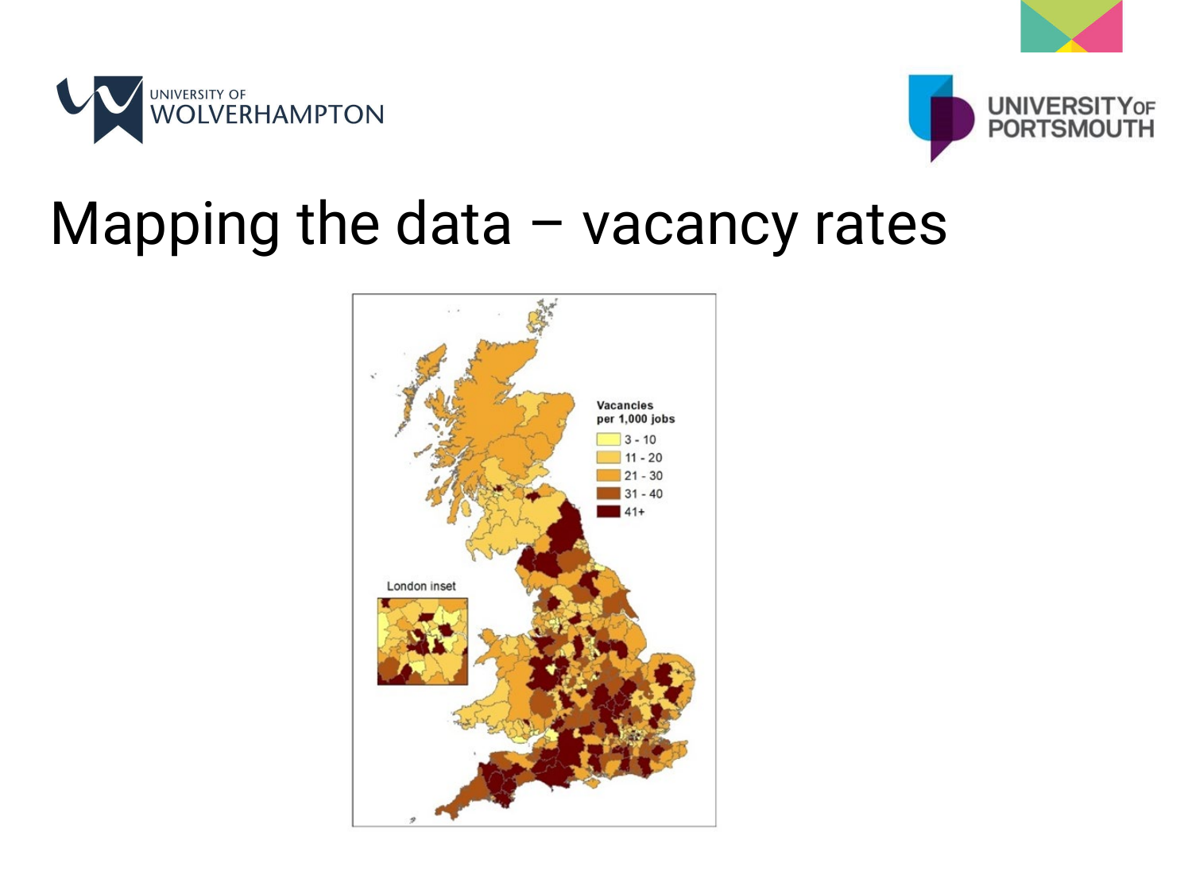# Mapping the data – vacancy rates

Vacancies per 1,000 jobs

- 3 - 10
- 11 - 20
- 21 - 30
- 31 - 40
- 41+

London inset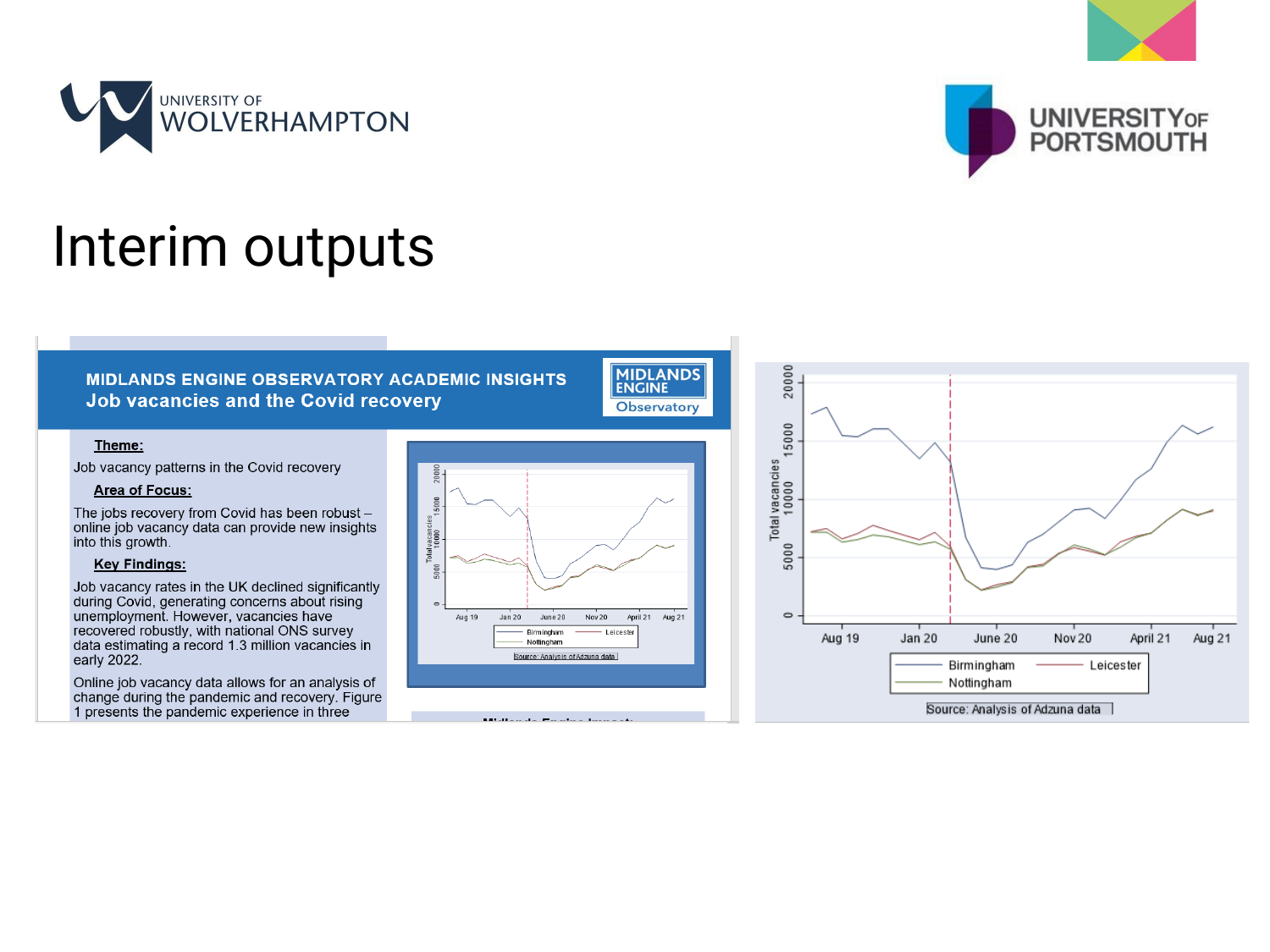# Interim outputs

**MIDLANDS ENGINE OBSERVATORY ACADEMIC INSIGHTS**
**Job vacancies and the Covid recovery**

MIDLANDS ENGINE Observatory

**Theme:**

Job vacancy patterns in the Covid recovery

**Area of Focus:**

The jobs recovery from Covid has been robust – online job vacancy data can provide new insights into this growth.

**Key Findings:**

Job vacancy rates in the UK declined significantly during Covid, generating concerns about rising unemployment. However, vacancies have recovered robustly, with national ONS survey data estimating a record 1.3 million vacancies in early 2022.

Online job vacancy data allows for an analysis of change during the pandemic and recovery. Figure 1 presents the pandemic experience in three

Source: Analysis of Adzuna data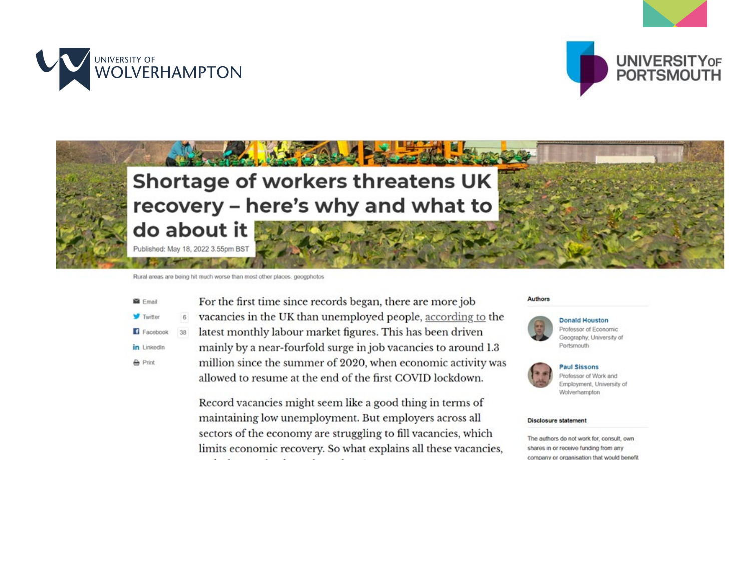UNIVERSITY OF WOLVERHAMPTON

UNIVERSITY OF PORTSMOUTH

# Shortage of workers threatens UK recovery – here's why and what to do about it

Published: May 18, 2022 3.55pm BST

Rural areas are being hit much worse than most other places. geogphotos

Email
Twitter 6
Facebook 38
LinkedIn
Print

For the first time since records began, there are more job vacancies in the UK than unemployed people, according to the latest monthly labour market figures. This has been driven mainly by a near-fourfold surge in job vacancies to around 1.3 million since the summer of 2020, when economic activity was allowed to resume at the end of the first COVID lockdown.

Record vacancies might seem like a good thing in terms of maintaining low unemployment. But employers across all sectors of the economy are struggling to fill vacancies, which limits economic recovery. So what explains all these vacancies,

**Authors**

**Donald Houston**
Professor of Economic Geography, University of Portsmouth

**Paul Sissons**
Professor of Work and Employment, University of Wolverhampton

**Disclosure statement**

The authors do not work for, consult, own shares in or receive funding from any company or organisation that would benefit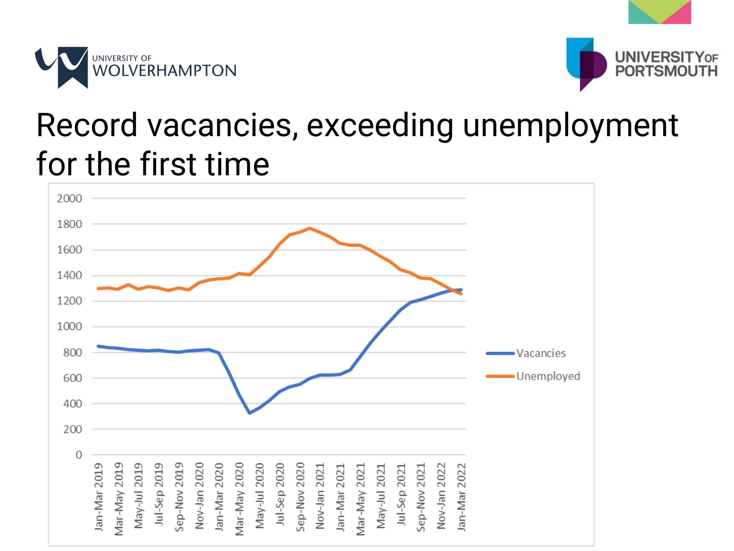# Record vacancies, exceeding unemployment for the first time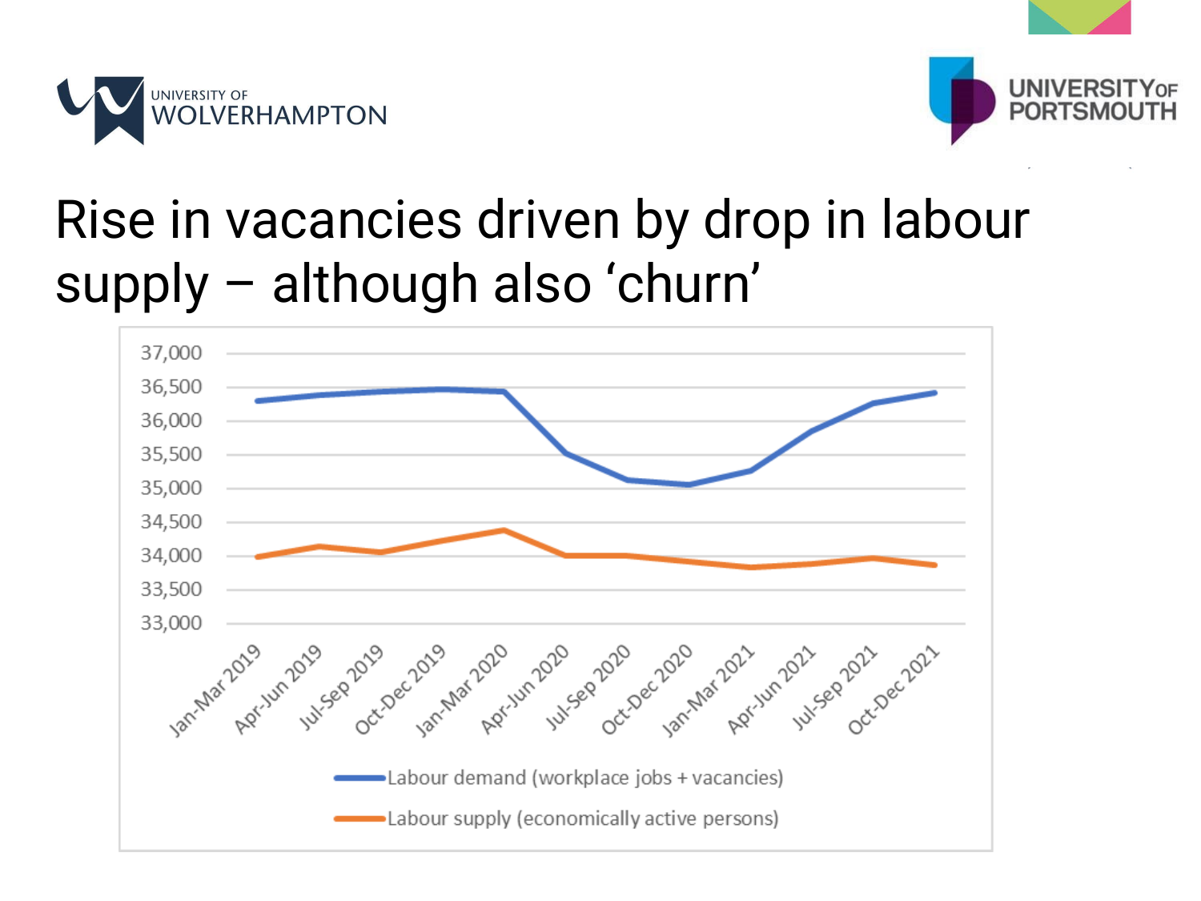# Rise in vacancies driven by drop in labour supply – although also 'churn'

37,000
36,500
36,000
35,500
35,000
34,500
34,000
33,500
33,000

Jan-Mar 2019, Apr-Jun 2019, Jul-Sep 2019, Oct-Dec 2019, Jan-Mar 2020, Apr-Jun 2020, Jul-Sep 2020, Oct-Dec 2020, Jan-Mar 2021, Apr-Jun 2021, Jul-Sep 2021, Oct-Dec 2021

Labour demand (workplace jobs + vacancies)

Labour supply (economically active persons)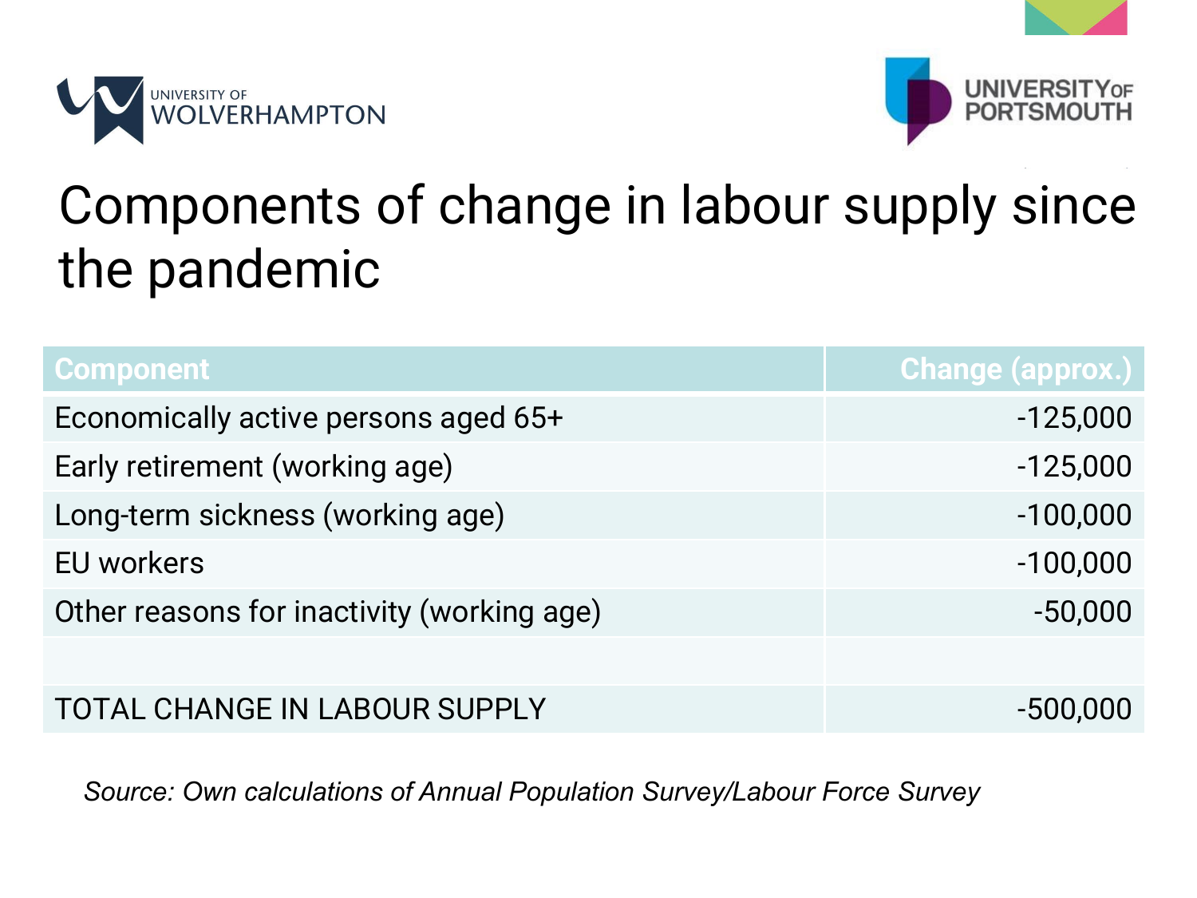# Components of change in labour supply since the pandemic

| Component | Change (approx.) |
|---|---|
| Economically active persons aged 65+ | -125,000 |
| Early retirement (working age) | -125,000 |
| Long-term sickness (working age) | -100,000 |
| EU workers | -100,000 |
| Other reasons for inactivity (working age) | -50,000 |
| | |
| TOTAL CHANGE IN LABOUR SUPPLY | -500,000 |

*Source: Own calculations of Annual Population Survey/Labour Force Survey*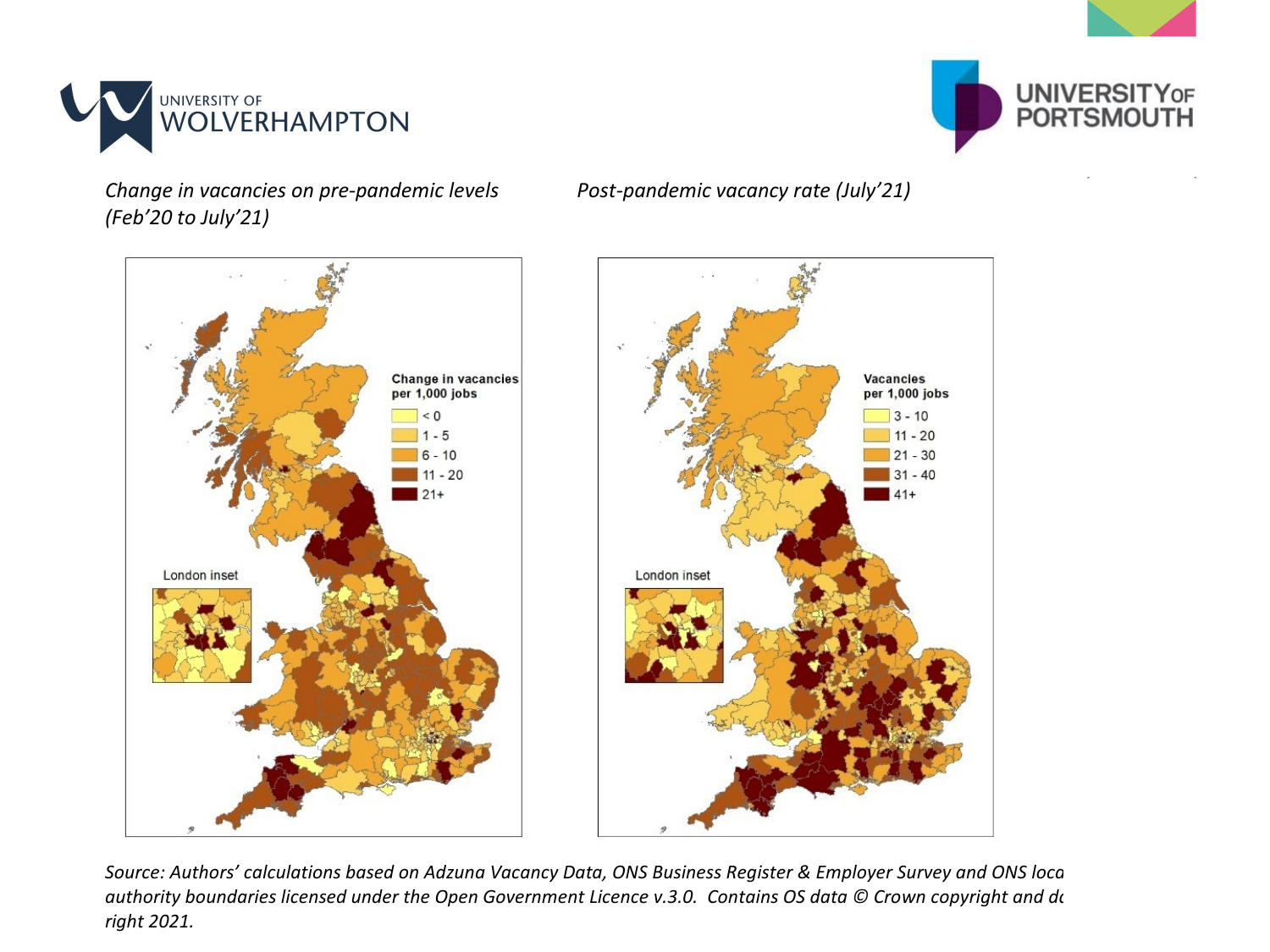*Change in vacancies on pre-pandemic levels (Feb'20 to July'21)*

*Post-pandemic vacancy rate (July'21)*

*Source: Authors' calculations based on Adzuna Vacancy Data, ONS Business Register & Employer Survey and ONS loca authority boundaries licensed under the Open Government Licence v.3.0. Contains OS data © Crown copyright and d right 2021.*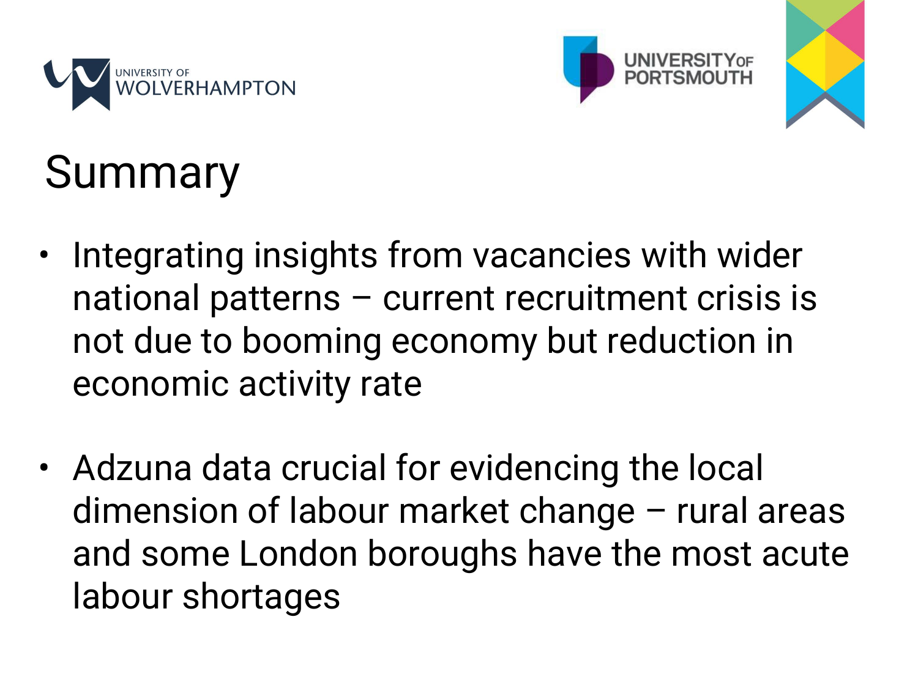# Summary

- Integrating insights from vacancies with wider national patterns – current recruitment crisis is not due to booming economy but reduction in economic activity rate

- Adzuna data crucial for evidencing the local dimension of labour market change – rural areas and some London boroughs have the most acute labour shortages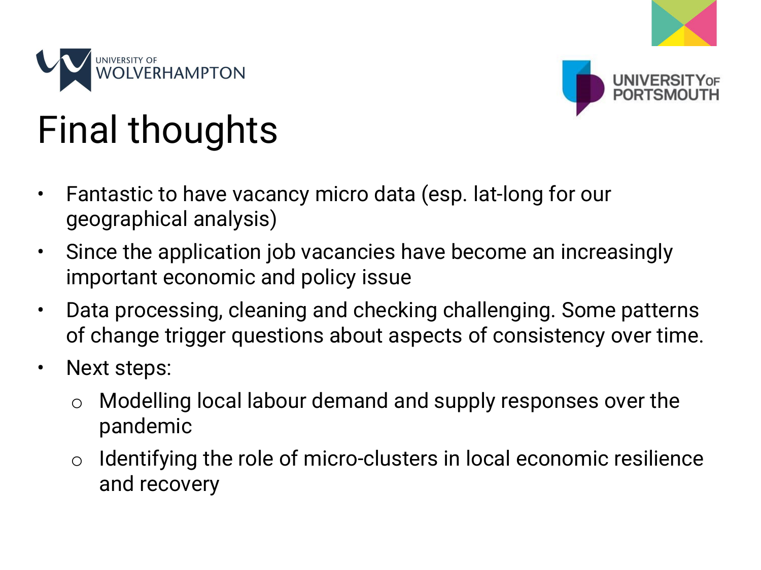# Final thoughts

- Fantastic to have vacancy micro data (esp. lat-long for our geographical analysis)
- Since the application job vacancies have become an increasingly important economic and policy issue
- Data processing, cleaning and checking challenging. Some patterns of change trigger questions about aspects of consistency over time.
- Next steps:
  - Modelling local labour demand and supply responses over the pandemic
  - Identifying the role of micro-clusters in local economic resilience and recovery